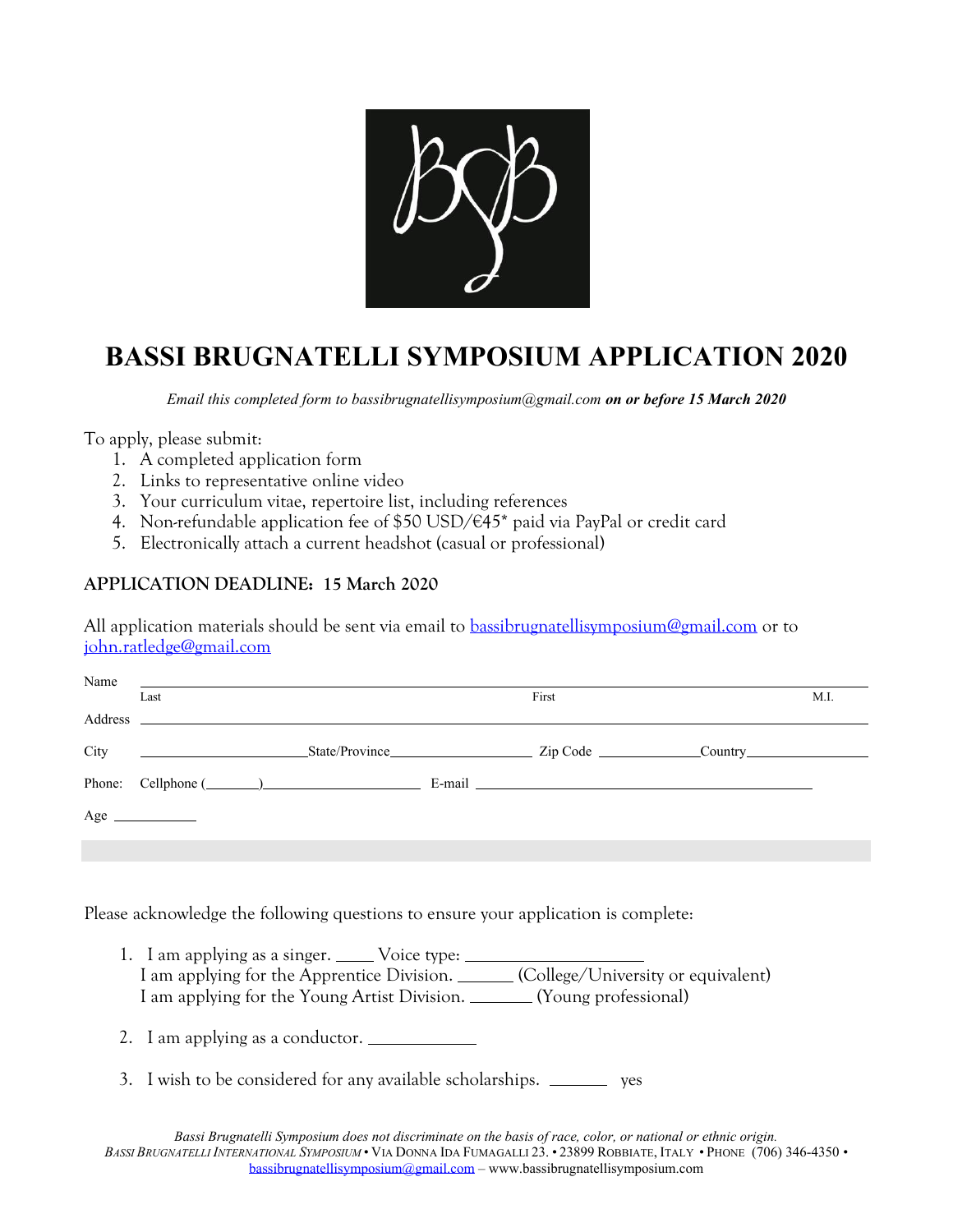# BASSI BRUGNATELLI SYMPOSIUM APPLICATION 2020

*Email this completed form to bassibrugnatellisymposium@gmail.com* ***on or before 15 March 2020***

To apply, please submit:

1. A completed application form
2. Links to representative online video
3. Your curriculum vitae, repertoire list, including references
4. Non-refundable application fee of $50 USD/€45* paid via PayPal or credit card
5. Electronically attach a current headshot (casual or professional)

**APPLICATION DEADLINE: 15 March 2020**

All application materials should be sent via email to bassibrugnatellisymposium@gmail.com or to john.ratledge@gmail.com

Name ______________________________________________________________
Last                                        First                                        M.I.

Address ____________________________________________________________

City ____________ State/Province ____________ Zip Code ____________ Country ____________

Phone: Cellphone (______) ____________ E-mail ______________________________

Age __________

Please acknowledge the following questions to ensure your application is complete:

1. I am applying as a singer. ____ Voice type: ______________
   I am applying for the Apprentice Division. ______ (College/University or equivalent)
   I am applying for the Young Artist Division. ______ (Young professional)

2. I am applying as a conductor. __________

3. I wish to be considered for any available scholarships. ______ yes

*Bassi Brugnatelli Symposium does not discriminate on the basis of race, color, or national or ethnic origin.*

*Bassi Brugnatelli International Symposium* • Via Donna Ida Fumagalli 23. • 23899 Robbiate, Italy • Phone (706) 346-4350 • bassibrugnatellisymposium@gmail.com – www.bassibrugnatellisymposium.com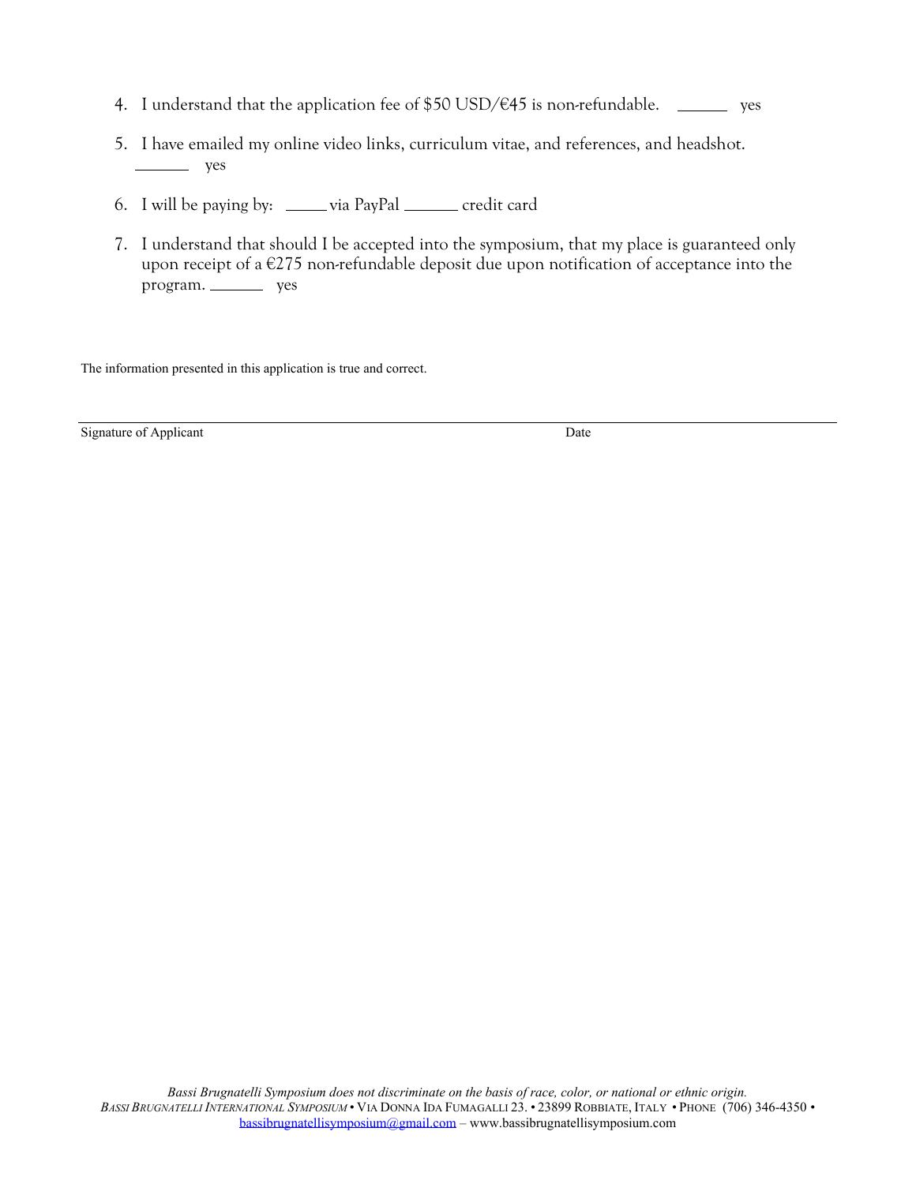4. I understand that the application fee of $50 USD/€45 is non-refundable. ______ yes

5. I have emailed my online video links, curriculum vitae, and references, and headshot. ______ yes

6. I will be paying by: _____ via PayPal ______ credit card

7. I understand that should I be accepted into the symposium, that my place is guaranteed only upon receipt of a €275 non-refundable deposit due upon notification of acceptance into the program. ______ yes

The information presented in this application is true and correct.

______________________________________________________________________

Signature of Applicant Date

*Bassi Brugnatelli Symposium does not discriminate on the basis of race, color, or national or ethnic origin.*

*Bassi Brugnatelli International Symposium* • Via Donna Ida Fumagalli 23. • 23899 Robbiate, Italy • Phone (706) 346-4350 • bassibrugnatellisymposium@gmail.com – www.bassibrugnatellisymposium.com